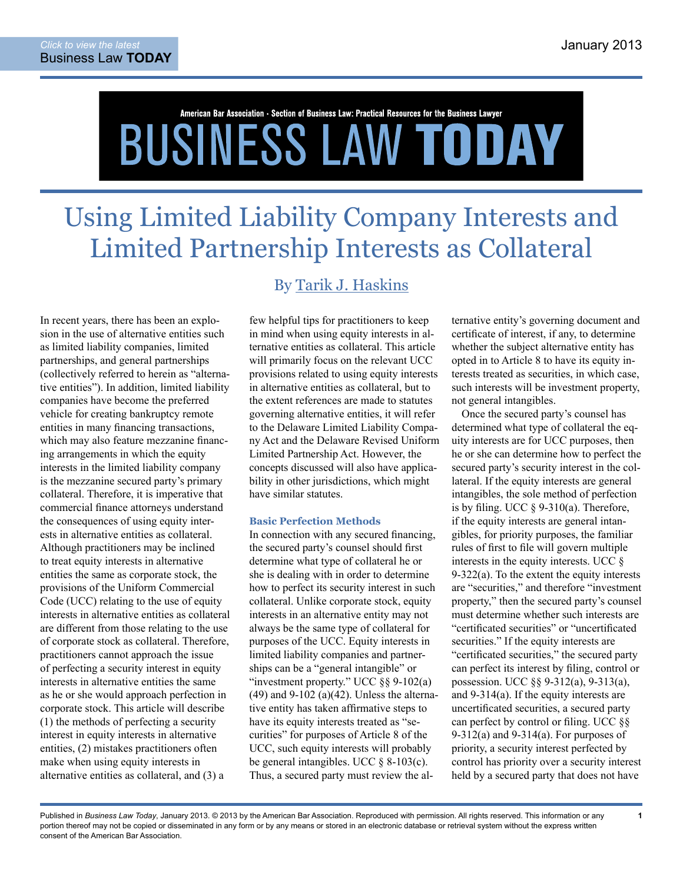# Using Limited Liability Company Interests and Limited Partnership Interests as Collateral

By Tarik J. Haskins

In recent years, there has been an explosion in the use of alternative entities such as limited liability companies, limited partnerships, and general partnerships (collectively referred to herein as "alternative entities"). In addition, limited liability companies have become the preferred vehicle for creating bankruptcy remote entities in many financing transactions, which may also feature mezzanine financing arrangements in which the equity interests in the limited liability company is the mezzanine secured party's primary collateral. Therefore, it is imperative that commercial finance attorneys understand the consequences of using equity interests in alternative entities as collateral. Although practitioners may be inclined to treat equity interests in alternative entities the same as corporate stock, the provisions of the Uniform Commercial Code (UCC) relating to the use of equity interests in alternative entities as collateral are different from those relating to the use of corporate stock as collateral. Therefore, practitioners cannot approach the issue of perfecting a security interest in equity interests in alternative entities the same as he or she would approach perfection in corporate stock. This article will describe (1) the methods of perfecting a security interest in equity interests in alternative entities, (2) mistakes practitioners often make when using equity interests in alternative entities as collateral, and (3) a few helpful tips for practitioners to keep in mind when using equity interests in alternative entities as collateral. This article will primarily focus on the relevant UCC provisions related to using equity interests in alternative entities as collateral, but to the extent references are made to statutes governing alternative entities, it will refer to the Delaware Limited Liability Company Act and the Delaware Revised Uniform Limited Partnership Act. However, the concepts discussed will also have applicability in other jurisdictions, which might have similar statutes.

### Basic Perfection Methods

In connection with any secured financing, the secured party's counsel should first determine what type of collateral he or she is dealing with in order to determine how to perfect its security interest in such collateral. Unlike corporate stock, equity interests in an alternative entity may not always be the same type of collateral for purposes of the UCC. Equity interests in limited liability companies and partnerships can be a "general intangible" or "investment property." UCC §§ 9-102(a)(49) and 9-102 (a)(42). Unless the alternative entity has taken affirmative steps to have its equity interests treated as "securities" for purposes of Article 8 of the UCC, such equity interests will probably be general intangibles. UCC § 8-103(c). Thus, a secured party must review the alternative entity's governing document and certificate of interest, if any, to determine whether the subject alternative entity has opted in to Article 8 to have its equity interests treated as securities, in which case, such interests will be investment property, not general intangibles.

Once the secured party's counsel has determined what type of collateral the equity interests are for UCC purposes, then he or she can determine how to perfect the secured party's security interest in the collateral. If the equity interests are general intangibles, the sole method of perfection is by filing. UCC § 9-310(a). Therefore, if the equity interests are general intangibles, for priority purposes, the familiar rules of first to file will govern multiple interests in the equity interests. UCC § 9-322(a). To the extent the equity interests are "securities," and therefore "investment property," then the secured party's counsel must determine whether such interests are "certificated securities" or "uncertificated securities." If the equity interests are "certificated securities," the secured party can perfect its interest by filing, control or possession. UCC §§ 9-312(a), 9-313(a), and 9-314(a). If the equity interests are uncertificated securities, a secured party can perfect by control or filing. UCC §§ 9-312(a) and 9-314(a). For purposes of priority, a security interest perfected by control has priority over a security interest held by a secured party that does not have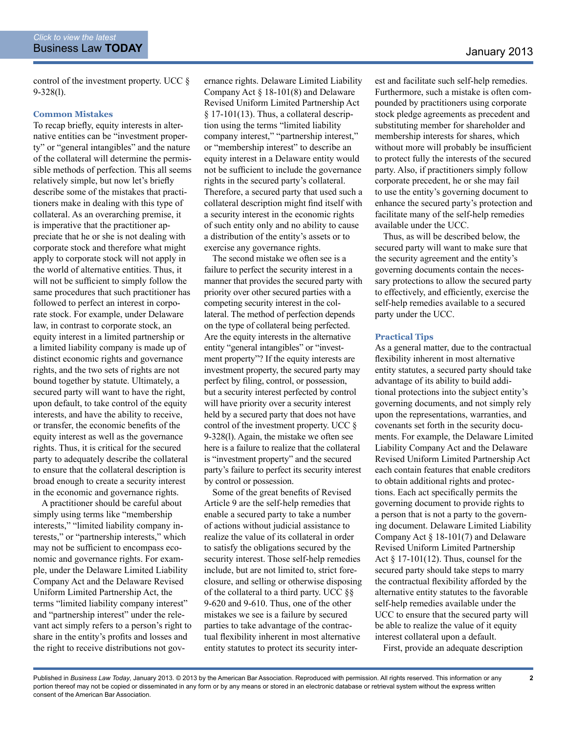control of the investment property. UCC § 9-328(l).

### Common Mistakes

To recap briefly, equity interests in alternative entities can be "investment property" or "general intangibles" and the nature of the collateral will determine the permissible methods of perfection. This all seems relatively simple, but now let's briefly describe some of the mistakes that practitioners make in dealing with this type of collateral. As an overarching premise, it is imperative that the practitioner appreciate that he or she is not dealing with corporate stock and therefore what might apply to corporate stock will not apply in the world of alternative entities. Thus, it will not be sufficient to simply follow the same procedures that such practitioner has followed to perfect an interest in corporate stock. For example, under Delaware law, in contrast to corporate stock, an equity interest in a limited partnership or a limited liability company is made up of distinct economic rights and governance rights, and the two sets of rights are not bound together by statute. Ultimately, a secured party will want to have the right, upon default, to take control of the equity interests, and have the ability to receive, or transfer, the economic benefits of the equity interest as well as the governance rights. Thus, it is critical for the secured party to adequately describe the collateral to ensure that the collateral description is broad enough to create a security interest in the economic and governance rights.

A practitioner should be careful about simply using terms like "membership interests," "limited liability company interests," or "partnership interests," which may not be sufficient to encompass economic and governance rights. For example, under the Delaware Limited Liability Company Act and the Delaware Revised Uniform Limited Partnership Act, the terms "limited liability company interest" and "partnership interest" under the relevant act simply refers to a person's right to share in the entity's profits and losses and the right to receive distributions not governance rights. Delaware Limited Liability Company Act § 18-101(8) and Delaware Revised Uniform Limited Partnership Act § 17-101(13). Thus, a collateral description using the terms "limited liability company interest," "partnership interest," or "membership interest" to describe an equity interest in a Delaware entity would not be sufficient to include the governance rights in the secured party's collateral. Therefore, a secured party that used such a collateral description might find itself with a security interest in the economic rights of such entity only and no ability to cause a distribution of the entity's assets or to exercise any governance rights.

The second mistake we often see is a failure to perfect the security interest in a manner that provides the secured party with priority over other secured parties with a competing security interest in the collateral. The method of perfection depends on the type of collateral being perfected. Are the equity interests in the alternative entity "general intangibles" or "investment property"? If the equity interests are investment property, the secured party may perfect by filing, control, or possession, but a security interest perfected by control will have priority over a security interest held by a secured party that does not have control of the investment property. UCC § 9-328(l). Again, the mistake we often see here is a failure to realize that the collateral is "investment property" and the secured party's failure to perfect its security interest by control or possession.

Some of the great benefits of Revised Article 9 are the self-help remedies that enable a secured party to take a number of actions without judicial assistance to realize the value of its collateral in order to satisfy the obligations secured by the security interest. Those self-help remedies include, but are not limited to, strict foreclosure, and selling or otherwise disposing of the collateral to a third party. UCC §§ 9-620 and 9-610. Thus, one of the other mistakes we see is a failure by secured parties to take advantage of the contractual flexibility inherent in most alternative entity statutes to protect its security interest and facilitate such self-help remedies. Furthermore, such a mistake is often compounded by practitioners using corporate stock pledge agreements as precedent and substituting member for shareholder and membership interests for shares, which without more will probably be insufficient to protect fully the interests of the secured party. Also, if practitioners simply follow corporate precedent, he or she may fail to use the entity's governing document to enhance the secured party's protection and facilitate many of the self-help remedies available under the UCC.

Thus, as will be described below, the secured party will want to make sure that the security agreement and the entity's governing documents contain the necessary protections to allow the secured party to effectively, and efficiently, exercise the self-help remedies available to a secured party under the UCC.

### Practical Tips

As a general matter, due to the contractual flexibility inherent in most alternative entity statutes, a secured party should take advantage of its ability to build additional protections into the subject entity's governing documents, and not simply rely upon the representations, warranties, and covenants set forth in the security documents. For example, the Delaware Limited Liability Company Act and the Delaware Revised Uniform Limited Partnership Act each contain features that enable creditors to obtain additional rights and protections. Each act specifically permits the governing document to provide rights to a person that is not a party to the governing document. Delaware Limited Liability Company Act § 18-101(7) and Delaware Revised Uniform Limited Partnership Act § 17-101(12). Thus, counsel for the secured party should take steps to marry the contractual flexibility afforded by the alternative entity statutes to the favorable self-help remedies available under the UCC to ensure that the secured party will be able to realize the value of it equity interest collateral upon a default.

First, provide an adequate description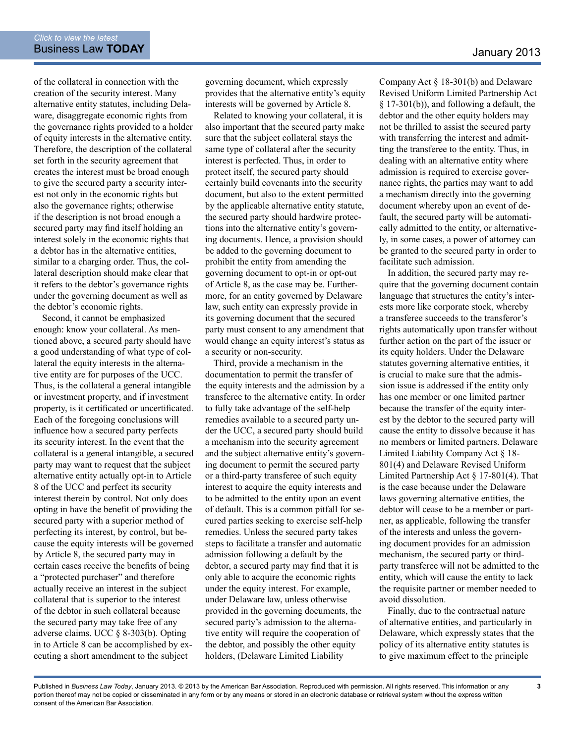of the collateral in connection with the creation of the security interest. Many alternative entity statutes, including Delaware, disaggregate economic rights from the governance rights provided to a holder of equity interests in the alternative entity. Therefore, the description of the collateral set forth in the security agreement that creates the interest must be broad enough to give the secured party a security interest not only in the economic rights but also the governance rights; otherwise if the description is not broad enough a secured party may find itself holding an interest solely in the economic rights that a debtor has in the alternative entities, similar to a charging order. Thus, the collateral description should make clear that it refers to the debtor's governance rights under the governing document as well as the debtor's economic rights.

Second, it cannot be emphasized enough: know your collateral. As mentioned above, a secured party should have a good understanding of what type of collateral the equity interests in the alternative entity are for purposes of the UCC. Thus, is the collateral a general intangible or investment property, and if investment property, is it certificated or uncertificated. Each of the foregoing conclusions will influence how a secured party perfects its security interest. In the event that the collateral is a general intangible, a secured party may want to request that the subject alternative entity actually opt-in to Article 8 of the UCC and perfect its security interest therein by control. Not only does opting in have the benefit of providing the secured party with a superior method of perfecting its interest, by control, but because the equity interests will be governed by Article 8, the secured party may in certain cases receive the benefits of being a "protected purchaser" and therefore actually receive an interest in the subject collateral that is superior to the interest of the debtor in such collateral because the secured party may take free of any adverse claims. UCC § 8-303(b). Opting in to Article 8 can be accomplished by executing a short amendment to the subject governing document, which expressly provides that the alternative entity's equity interests will be governed by Article 8.

Related to knowing your collateral, it is also important that the secured party make sure that the subject collateral stays the same type of collateral after the security interest is perfected. Thus, in order to protect itself, the secured party should certainly build covenants into the security document, but also to the extent permitted by the applicable alternative entity statute, the secured party should hardwire protections into the alternative entity's governing documents. Hence, a provision should be added to the governing document to prohibit the entity from amending the governing document to opt-in or opt-out of Article 8, as the case may be. Furthermore, for an entity governed by Delaware law, such entity can expressly provide in its governing document that the secured party must consent to any amendment that would change an equity interest's status as a security or non-security.

Third, provide a mechanism in the documentation to permit the transfer of the equity interests and the admission by a transferee to the alternative entity. In order to fully take advantage of the self-help remedies available to a secured party under the UCC, a secured party should build a mechanism into the security agreement and the subject alternative entity's governing document to permit the secured party or a third-party transferee of such equity interest to acquire the equity interests and to be admitted to the entity upon an event of default. This is a common pitfall for secured parties seeking to exercise self-help remedies. Unless the secured party takes steps to facilitate a transfer and automatic admission following a default by the debtor, a secured party may find that it is only able to acquire the economic rights under the equity interest. For example, under Delaware law, unless otherwise provided in the governing documents, the secured party's admission to the alternative entity will require the cooperation of the debtor, and possibly the other equity holders, (Delaware Limited Liability Company Act § 18-301(b) and Delaware Revised Uniform Limited Partnership Act § 17-301(b)), and following a default, the debtor and the other equity holders may not be thrilled to assist the secured party with transferring the interest and admitting the transferee to the entity. Thus, in dealing with an alternative entity where admission is required to exercise governance rights, the parties may want to add a mechanism directly into the governing document whereby upon an event of default, the secured party will be automatically admitted to the entity, or alternatively, in some cases, a power of attorney can be granted to the secured party in order to facilitate such admission.

In addition, the secured party may require that the governing document contain language that structures the entity's interests more like corporate stock, whereby a transferee succeeds to the transferor's rights automatically upon transfer without further action on the part of the issuer or its equity holders. Under the Delaware statutes governing alternative entities, it is crucial to make sure that the admission issue is addressed if the entity only has one member or one limited partner because the transfer of the equity interest by the debtor to the secured party will cause the entity to dissolve because it has no members or limited partners. Delaware Limited Liability Company Act § 18-801(4) and Delaware Revised Uniform Limited Partnership Act § 17-801(4). That is the case because under the Delaware laws governing alternative entities, the debtor will cease to be a member or partner, as applicable, following the transfer of the interests and unless the governing document provides for an admission mechanism, the secured party or third-party transferee will not be admitted to the entity, which will cause the entity to lack the requisite partner or member needed to avoid dissolution.

Finally, due to the contractual nature of alternative entities, and particularly in Delaware, which expressly states that the policy of its alternative entity statutes is to give maximum effect to the principle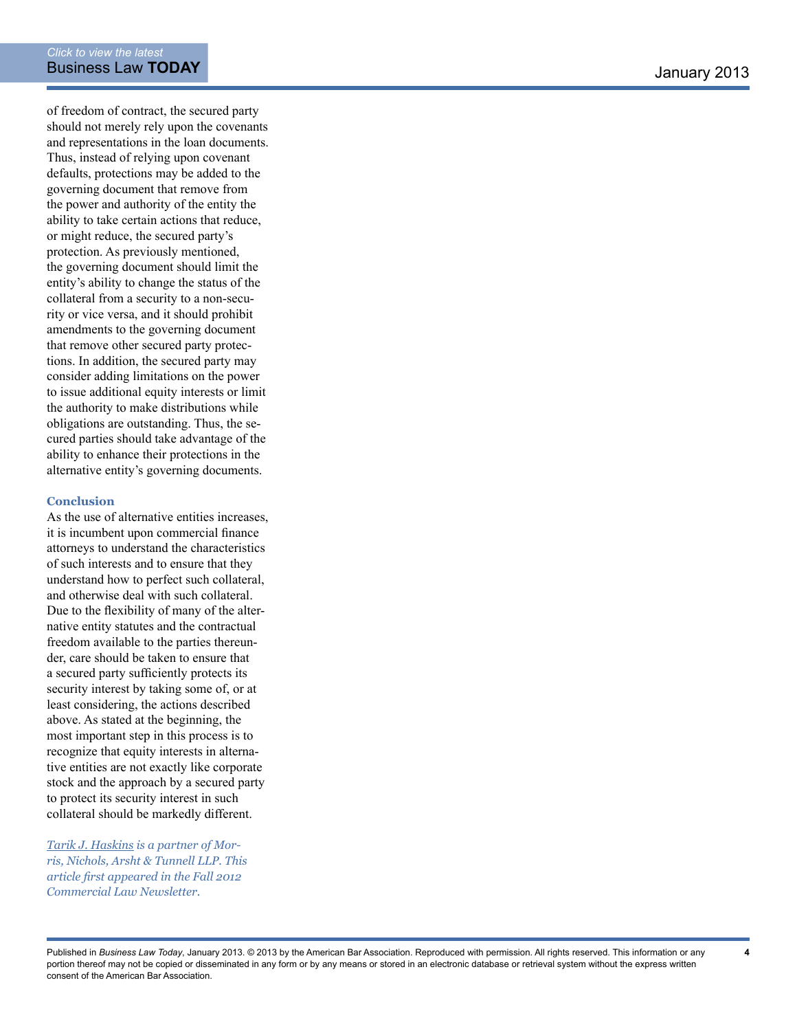of freedom of contract, the secured party should not merely rely upon the covenants and representations in the loan documents. Thus, instead of relying upon covenant defaults, protections may be added to the governing document that remove from the power and authority of the entity the ability to take certain actions that reduce, or might reduce, the secured party's protection. As previously mentioned, the governing document should limit the entity's ability to change the status of the collateral from a security to a non-security or vice versa, and it should prohibit amendments to the governing document that remove other secured party protections. In addition, the secured party may consider adding limitations on the power to issue additional equity interests or limit the authority to make distributions while obligations are outstanding. Thus, the secured parties should take advantage of the ability to enhance their protections in the alternative entity's governing documents.

## Conclusion

As the use of alternative entities increases, it is incumbent upon commercial finance attorneys to understand the characteristics of such interests and to ensure that they understand how to perfect such collateral, and otherwise deal with such collateral. Due to the flexibility of many of the alternative entity statutes and the contractual freedom available to the parties thereunder, care should be taken to ensure that a secured party sufficiently protects its security interest by taking some of, or at least considering, the actions described above. As stated at the beginning, the most important step in this process is to recognize that equity interests in alternative entities are not exactly like corporate stock and the approach by a secured party to protect its security interest in such collateral should be markedly different.

*Tarik J. Haskins is a partner of Morris, Nichols, Arsht & Tunnell LLP. This article first appeared in the Fall 2012 Commercial Law Newsletter.*